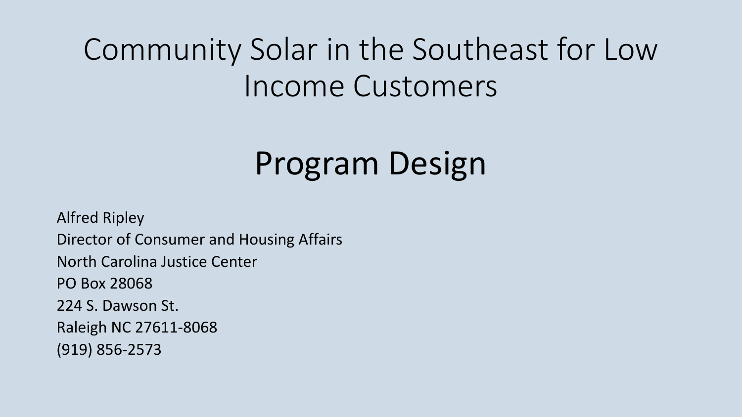# Community Solar in the Southeast for Low Income Customers

## Program Design

Alfred Ripley
Director of Consumer and Housing Affairs
North Carolina Justice Center
PO Box 28068
224 S. Dawson St.
Raleigh NC 27611-8068
(919) 856-2573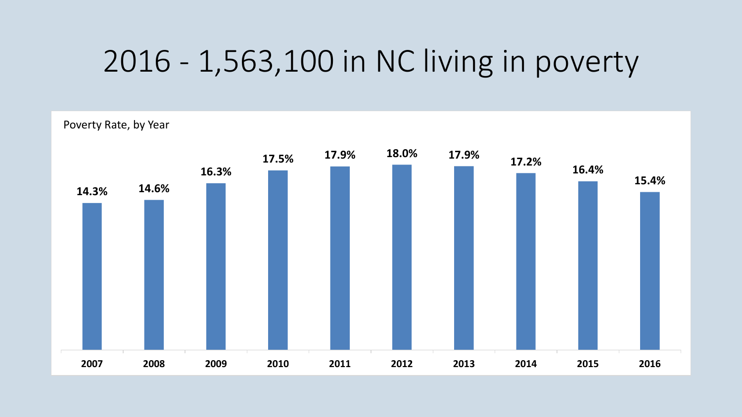# 2016 - 1,563,100 in NC living in poverty

Poverty Rate, by Year

| Year | Poverty Rate |
|---|---|
| 2007 | 14.3% |
| 2008 | 14.6% |
| 2009 | 16.3% |
| 2010 | 17.5% |
| 2011 | 17.9% |
| 2012 | 18.0% |
| 2013 | 17.9% |
| 2014 | 17.2% |
| 2015 | 16.4% |
| 2016 | 15.4% |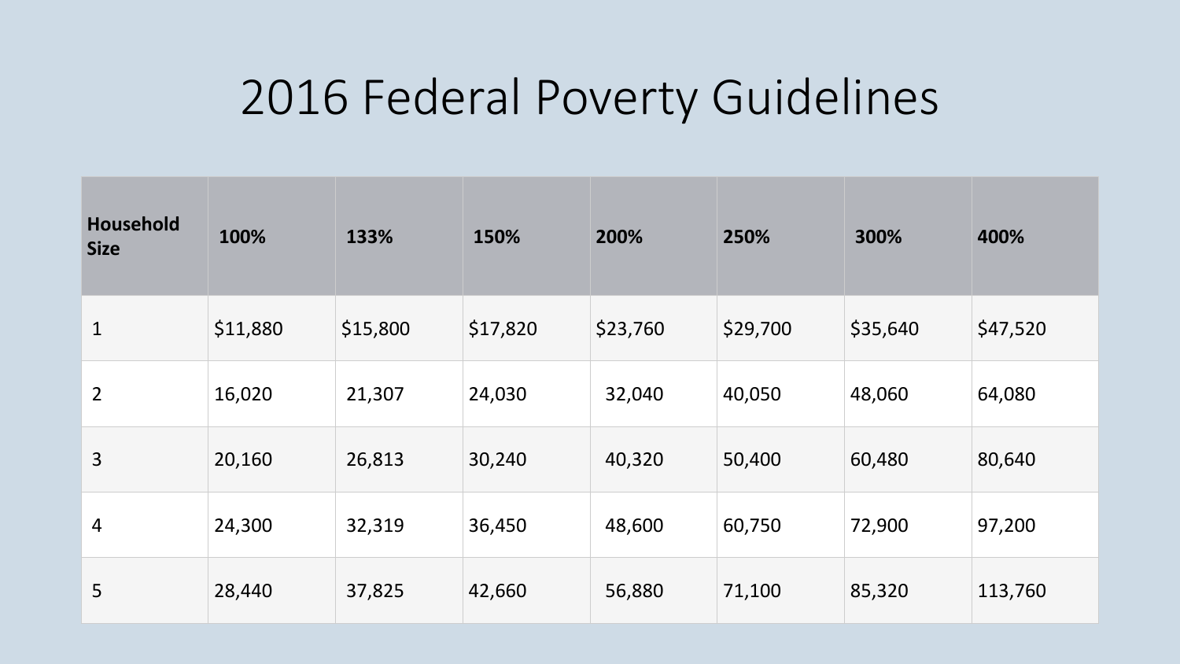# 2016 Federal Poverty Guidelines

| Household Size | 100% | 133% | 150% | 200% | 250% | 300% | 400% |
|---|---|---|---|---|---|---|---|
| 1 | $11,880 | $15,800 | $17,820 | $23,760 | $29,700 | $35,640 | $47,520 |
| 2 | 16,020 | 21,307 | 24,030 | 32,040 | 40,050 | 48,060 | 64,080 |
| 3 | 20,160 | 26,813 | 30,240 | 40,320 | 50,400 | 60,480 | 80,640 |
| 4 | 24,300 | 32,319 | 36,450 | 48,600 | 60,750 | 72,900 | 97,200 |
| 5 | 28,440 | 37,825 | 42,660 | 56,880 | 71,100 | 85,320 | 113,760 |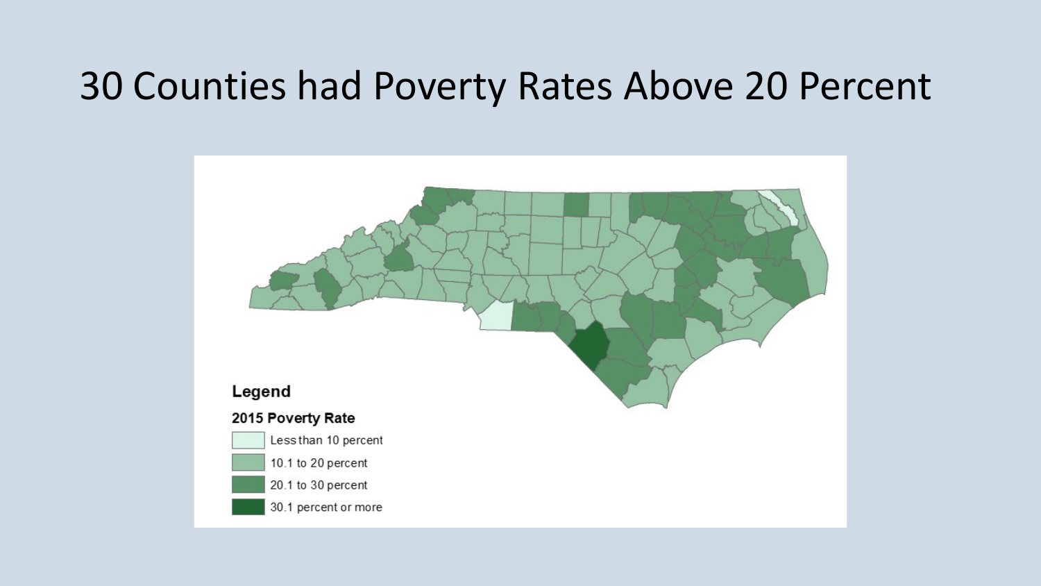# 30 Counties had Poverty Rates Above 20 Percent

**Legend**

**2015 Poverty Rate**

- Less than 10 percent
- 10.1 to 20 percent
- 20.1 to 30 percent
- 30.1 percent or more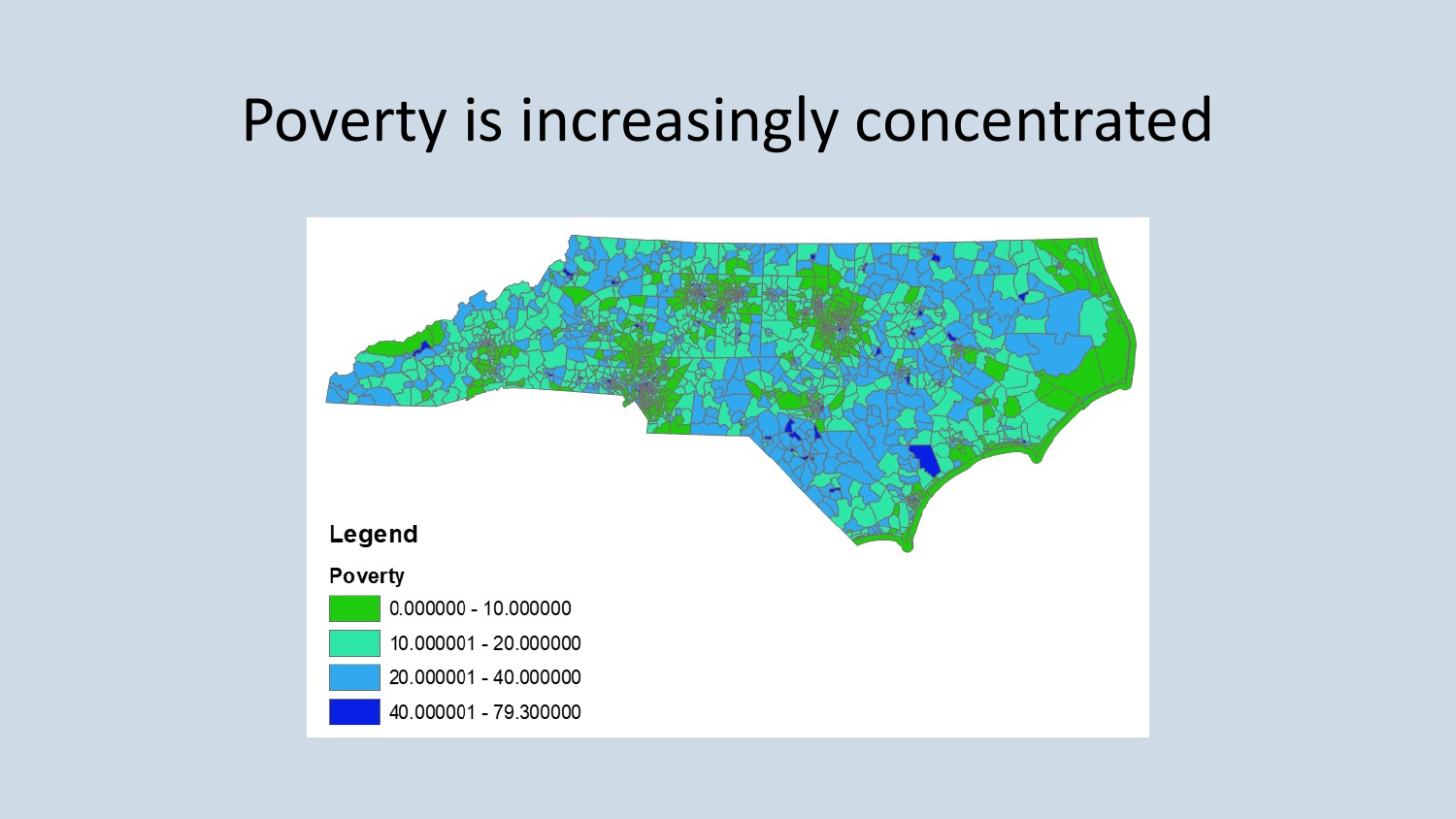# Poverty is increasingly concentrated

**Legend**

**Poverty**

- 0.000000 - 10.000000
- 10.000001 - 20.000000
- 20.000001 - 40.000000
- 40.000001 - 79.300000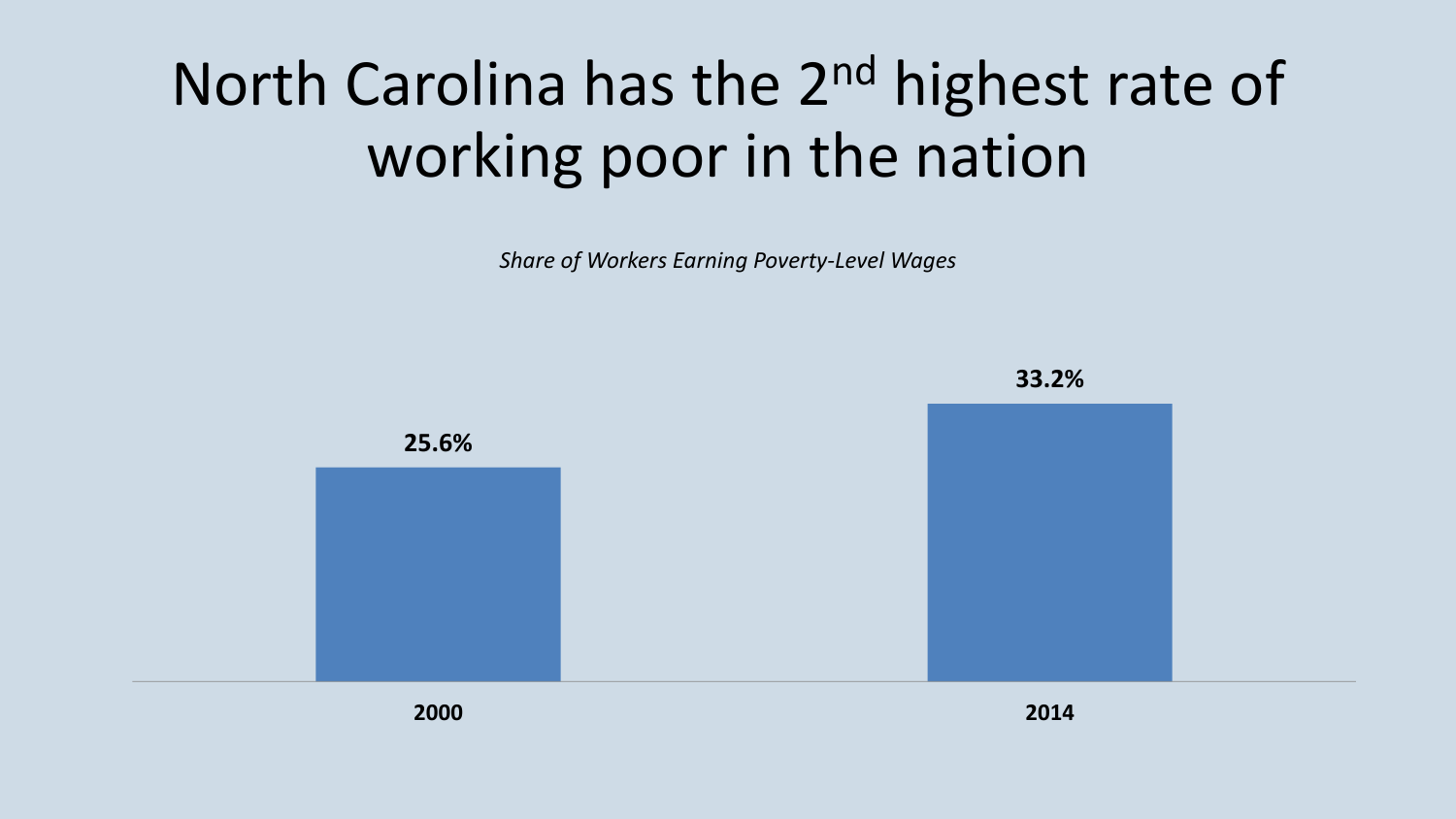# North Carolina has the 2nd highest rate of working poor in the nation

*Share of Workers Earning Poverty-Level Wages*

| Year | Share |
|---|---|
| 2000 | 25.6% |
| 2014 | 33.2% |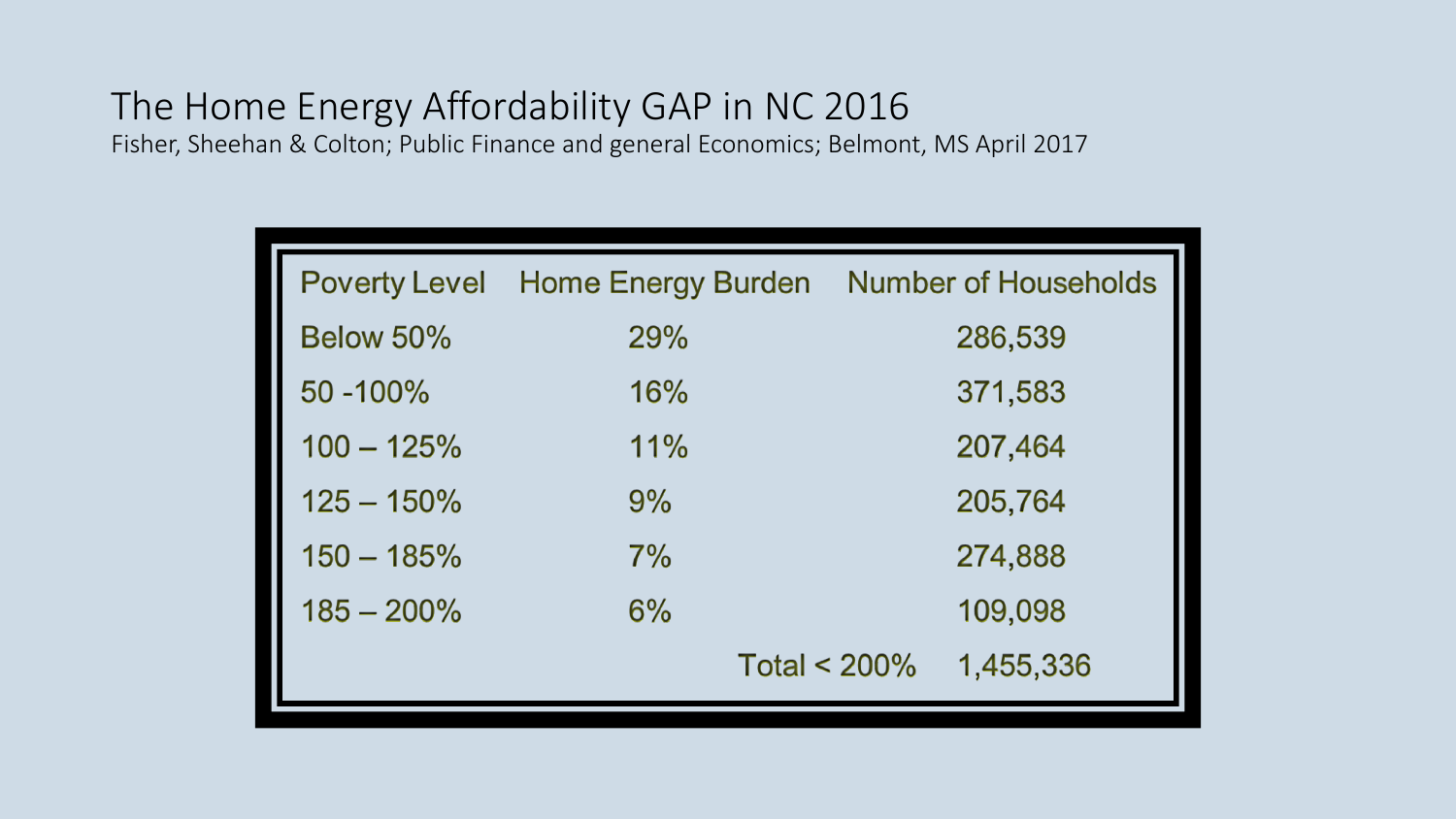# The Home Energy Affordability GAP in NC 2016

Fisher, Sheehan & Colton; Public Finance and general Economics; Belmont, MS April 2017

| Poverty Level | Home Energy Burden | Number of Households |
| --- | --- | --- |
| Below 50% | 29% | 286,539 |
| 50 -100% | 16% | 371,583 |
| 100 – 125% | 11% | 207,464 |
| 125 – 150% | 9% | 205,764 |
| 150 – 185% | 7% | 274,888 |
| 185 – 200% | 6% | 109,098 |
| | Total < 200% | 1,455,336 |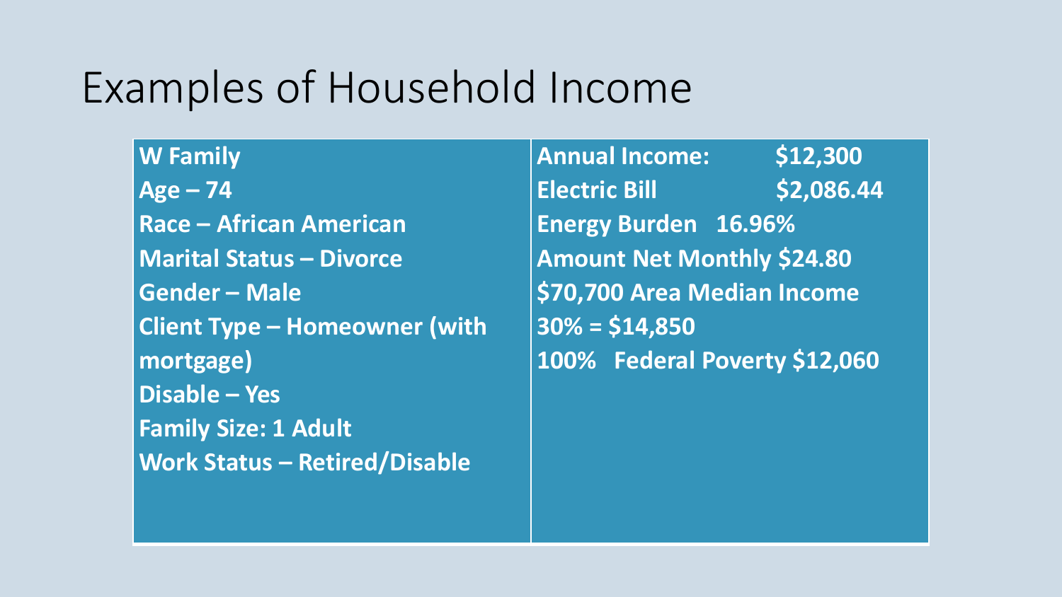# Examples of Household Income

| **W Family** | **Annual Income: $12,300** |
|---|---|
| **Age – 74** | **Electric Bill $2,086.44** |
| **Race – African American** | **Energy Burden 16.96%** |
| **Marital Status – Divorce** | **Amount Net Monthly $24.80** |
| **Gender – Male** | **$70,700 Area Median Income** |
| **Client Type – Homeowner (with mortgage)** | **30% = $14,850** |
| **Disable – Yes** | **100% Federal Poverty $12,060** |
| **Family Size: 1 Adult** | |
| **Work Status – Retired/Disable** | |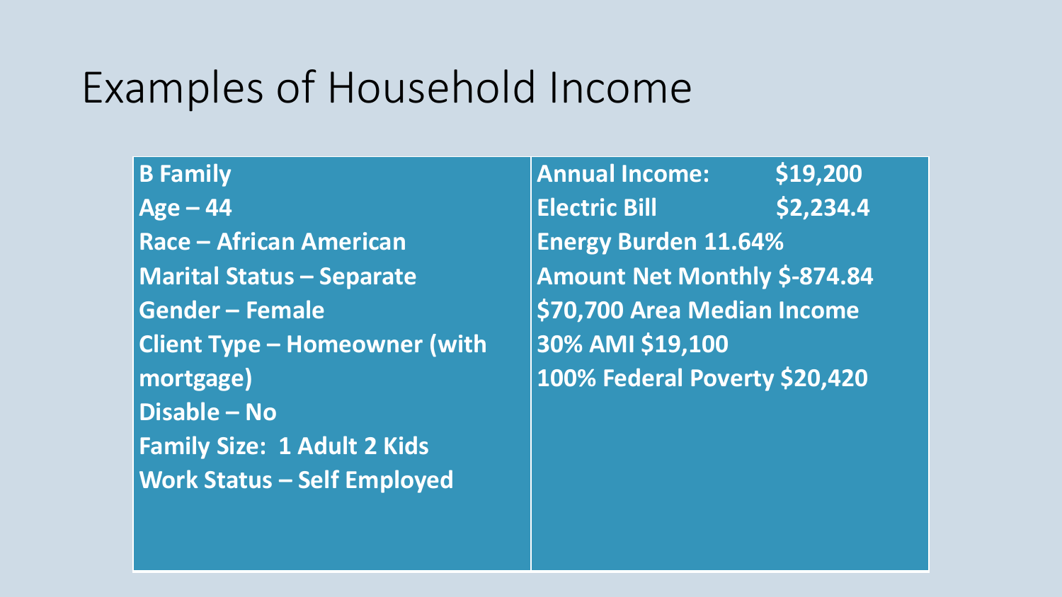# Examples of Household Income

| **B Family** | **Annual Income: $19,200** |
|---|---|
| **Age – 44** | **Electric Bill $2,234.4** |
| **Race – African American** | **Energy Burden 11.64%** |
| **Marital Status – Separate** | **Amount Net Monthly $-874.84** |
| **Gender – Female** | **$70,700 Area Median Income** |
| **Client Type – Homeowner (with mortgage)** | **30% AMI $19,100** |
| **Disable – No** | **100% Federal Poverty $20,420** |
| **Family Size: 1 Adult 2 Kids** | |
| **Work Status – Self Employed** | |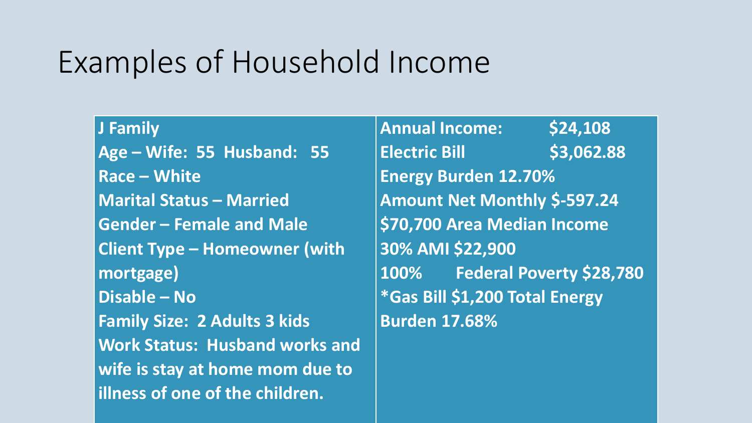# Examples of Household Income

| **J Family**<br>**Age – Wife: 55 Husband: 55**<br>**Race – White**<br>**Marital Status – Married**<br>**Gender – Female and Male**<br>**Client Type – Homeowner (with mortgage)**<br>**Disable – No**<br>**Family Size: 2 Adults 3 kids**<br>**Work Status: Husband works and wife is stay at home mom due to illness of one of the children.** | **Annual Income: $24,108**<br>**Electric Bill $3,062.88**<br>**Energy Burden 12.70%**<br>**Amount Net Monthly $-597.24**<br>**$70,700 Area Median Income**<br>**30% AMI $22,900**<br>**100% Federal Poverty $28,780**<br>**\*Gas Bill $1,200 Total Energy Burden 17.68%** |
|---|---|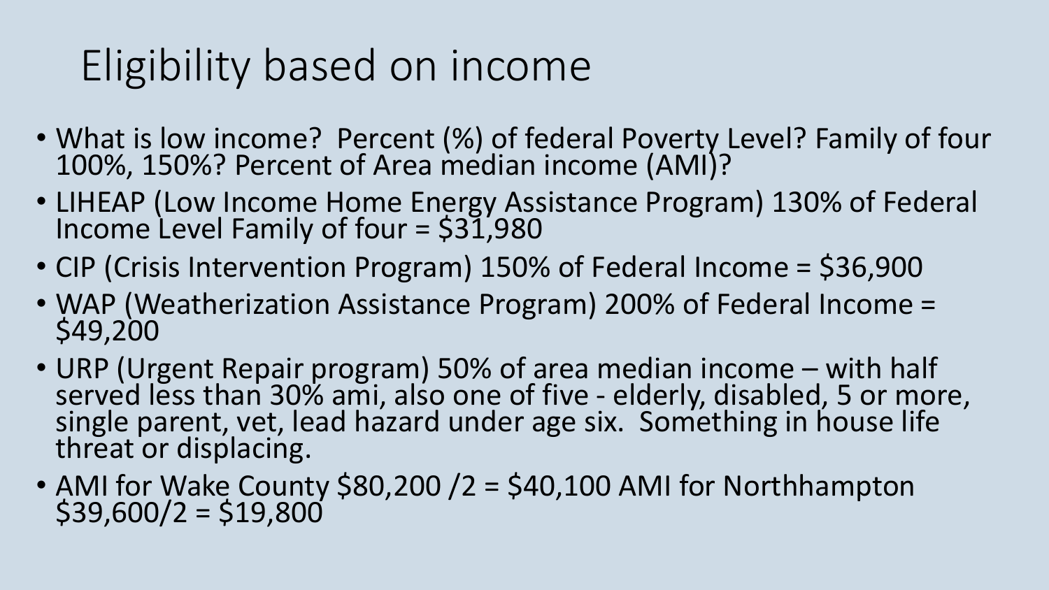# Eligibility based on income

- What is low income? Percent (%) of federal Poverty Level? Family of four 100%, 150%? Percent of Area median income (AMI)?
- LIHEAP (Low Income Home Energy Assistance Program) 130% of Federal Income Level Family of four = $31,980
- CIP (Crisis Intervention Program) 150% of Federal Income = $36,900
- WAP (Weatherization Assistance Program) 200% of Federal Income = $49,200
- URP (Urgent Repair program) 50% of area median income – with half served less than 30% ami, also one of five - elderly, disabled, 5 or more, single parent, vet, lead hazard under age six. Something in house life threat or displacing.
- AMI for Wake County $80,200 /2 = $40,100 AMI for Northhampton $39,600/2 = $19,800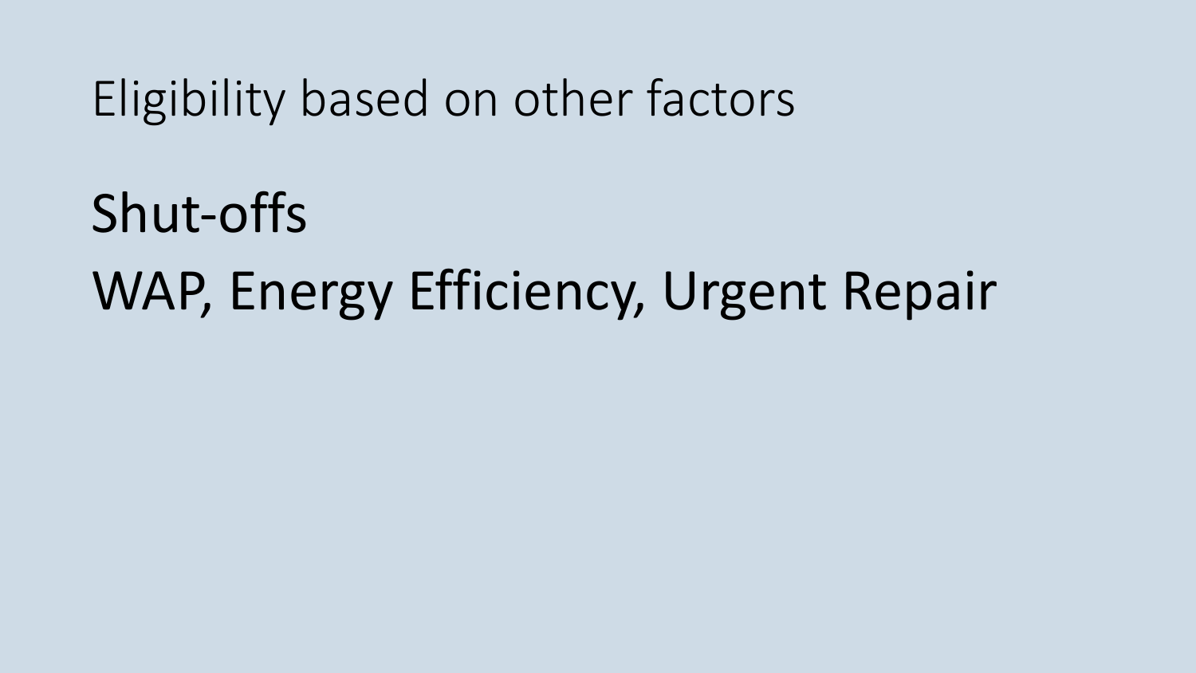# Eligibility based on other factors

Shut-offs

WAP, Energy Efficiency, Urgent Repair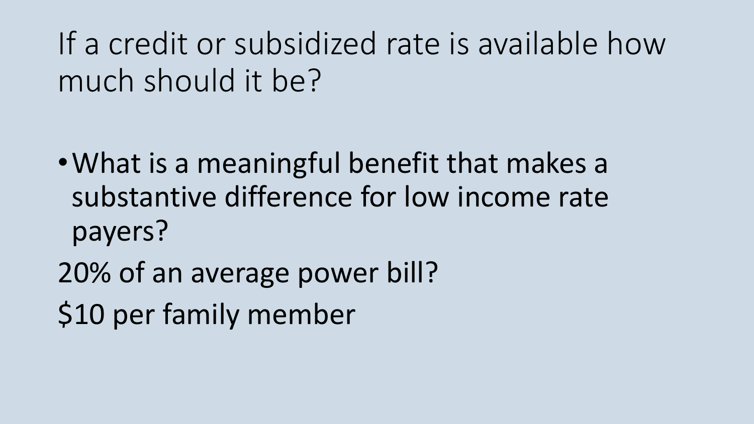# If a credit or subsidized rate is available how much should it be?

- What is a meaningful benefit that makes a substantive difference for low income rate payers?

20% of an average power bill?

$10 per family member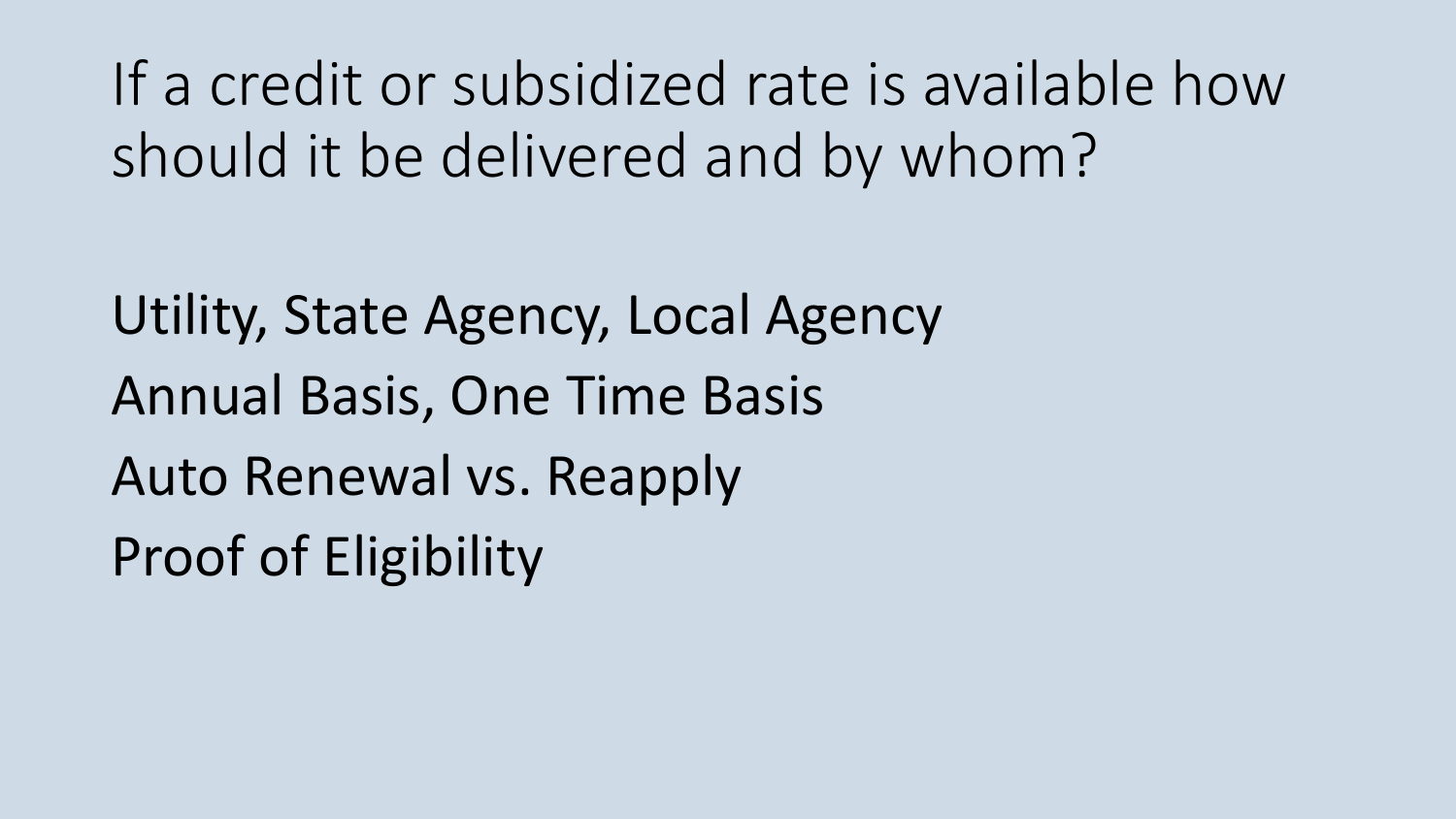# If a credit or subsidized rate is available how should it be delivered and by whom?

Utility, State Agency, Local Agency

Annual Basis, One Time Basis

Auto Renewal vs. Reapply

Proof of Eligibility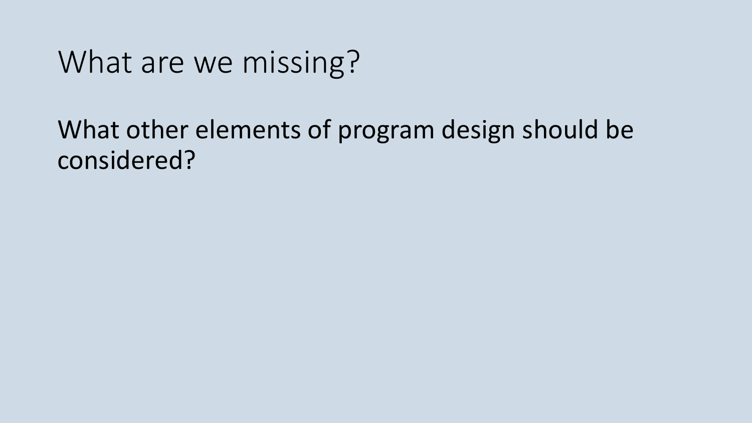# What are we missing?

What other elements of program design should be considered?